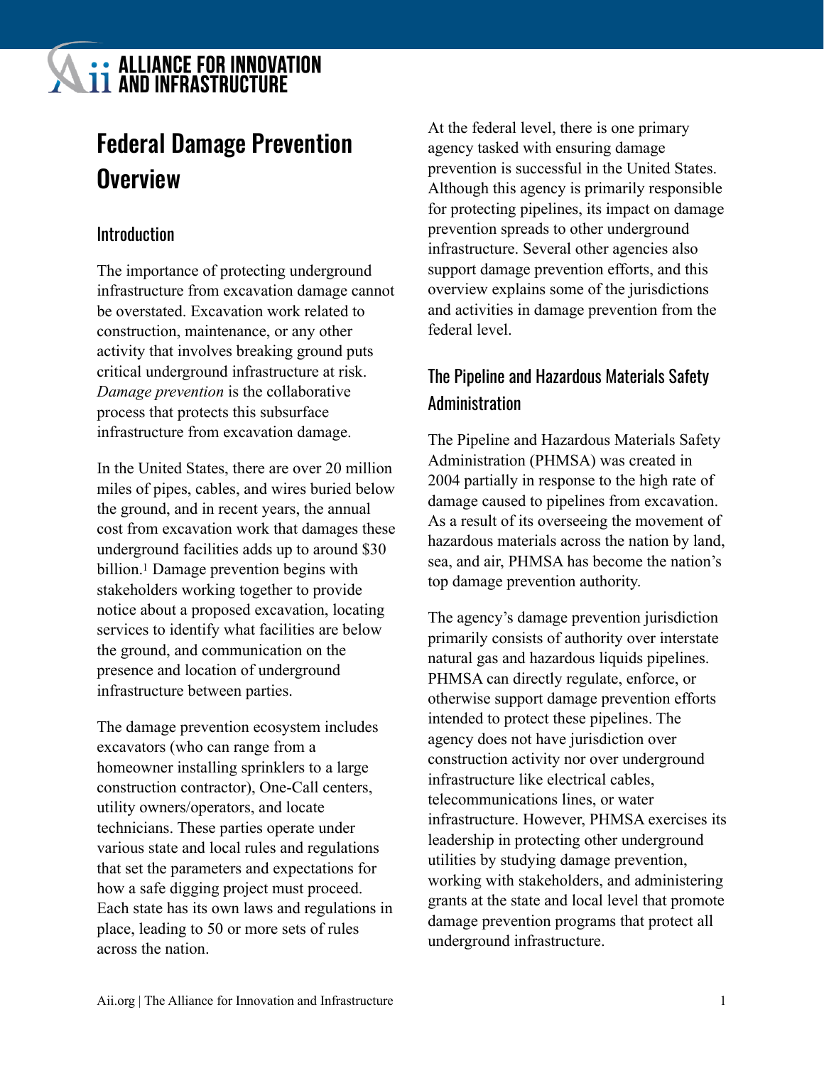# Federal Damage Prevention Overview

## Introduction

The importance of protecting underground infrastructure from excavation damage cannot be overstated. Excavation work related to construction, maintenance, or any other activity that involves breaking ground puts critical underground infrastructure at risk. *Damage prevention* is the collaborative process that protects this subsurface infrastructure from excavation damage.

In the United States, there are over 20 million miles of pipes, cables, and wires buried below the ground, and in recent years, the annual cost from excavation work that damages these underground facilities adds up to around $30 billion.[1] Damage prevention begins with stakeholders working together to provide notice about a proposed excavation, locating services to identify what facilities are below the ground, and communication on the presence and location of underground infrastructure between parties.

The damage prevention ecosystem includes excavators (who can range from a homeowner installing sprinklers to a large construction contractor), One-Call centers, utility owners/operators, and locate technicians. These parties operate under various state and local rules and regulations that set the parameters and expectations for how a safe digging project must proceed. Each state has its own laws and regulations in place, leading to 50 or more sets of rules across the nation.

At the federal level, there is one primary agency tasked with ensuring damage prevention is successful in the United States. Although this agency is primarily responsible for protecting pipelines, its impact on damage prevention spreads to other underground infrastructure. Several other agencies also support damage prevention efforts, and this overview explains some of the jurisdictions and activities in damage prevention from the federal level.

## The Pipeline and Hazardous Materials Safety Administration

The Pipeline and Hazardous Materials Safety Administration (PHMSA) was created in 2004 partially in response to the high rate of damage caused to pipelines from excavation. As a result of its overseeing the movement of hazardous materials across the nation by land, sea, and air, PHMSA has become the nation's top damage prevention authority.

The agency's damage prevention jurisdiction primarily consists of authority over interstate natural gas and hazardous liquids pipelines. PHMSA can directly regulate, enforce, or otherwise support damage prevention efforts intended to protect these pipelines. The agency does not have jurisdiction over construction activity nor over underground infrastructure like electrical cables, telecommunications lines, or water infrastructure. However, PHMSA exercises its leadership in protecting other underground utilities by studying damage prevention, working with stakeholders, and administering grants at the state and local level that promote damage prevention programs that protect all underground infrastructure.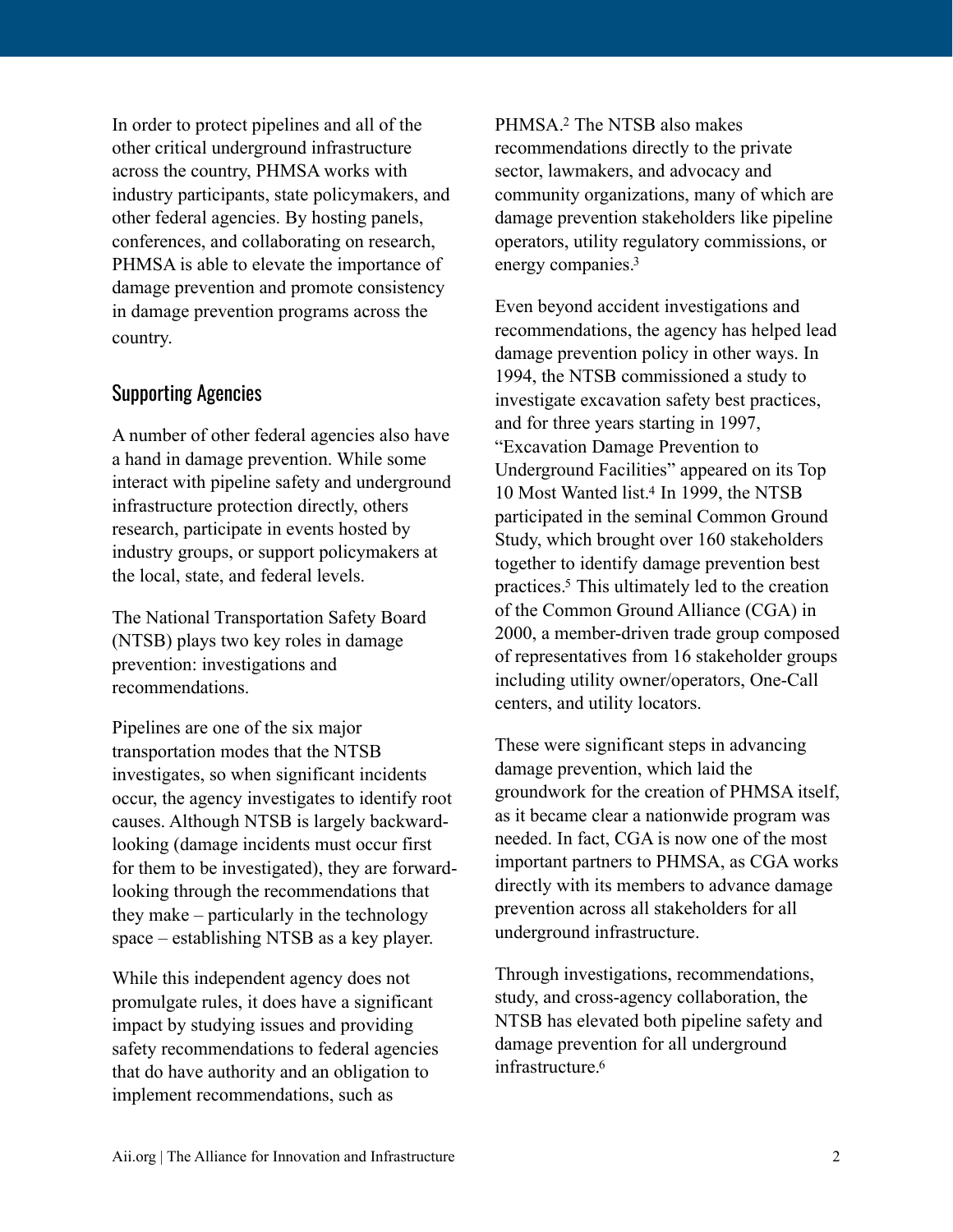In order to protect pipelines and all of the other critical underground infrastructure across the country, PHMSA works with industry participants, state policymakers, and other federal agencies. By hosting panels, conferences, and collaborating on research, PHMSA is able to elevate the importance of damage prevention and promote consistency in damage prevention programs across the country.

## Supporting Agencies

A number of other federal agencies also have a hand in damage prevention. While some interact with pipeline safety and underground infrastructure protection directly, others research, participate in events hosted by industry groups, or support policymakers at the local, state, and federal levels.

The National Transportation Safety Board (NTSB) plays two key roles in damage prevention: investigations and recommendations.

Pipelines are one of the six major transportation modes that the NTSB investigates, so when significant incidents occur, the agency investigates to identify root causes. Although NTSB is largely backward-looking (damage incidents must occur first for them to be investigated), they are forward-looking through the recommendations that they make – particularly in the technology space – establishing NTSB as a key player.

While this independent agency does not promulgate rules, it does have a significant impact by studying issues and providing safety recommendations to federal agencies that do have authority and an obligation to implement recommendations, such as PHMSA.[2] The NTSB also makes recommendations directly to the private sector, lawmakers, and advocacy and community organizations, many of which are damage prevention stakeholders like pipeline operators, utility regulatory commissions, or energy companies.[3]

Even beyond accident investigations and recommendations, the agency has helped lead damage prevention policy in other ways. In 1994, the NTSB commissioned a study to investigate excavation safety best practices, and for three years starting in 1997, "Excavation Damage Prevention to Underground Facilities" appeared on its Top 10 Most Wanted list.[4] In 1999, the NTSB participated in the seminal Common Ground Study, which brought over 160 stakeholders together to identify damage prevention best practices.[5] This ultimately led to the creation of the Common Ground Alliance (CGA) in 2000, a member-driven trade group composed of representatives from 16 stakeholder groups including utility owner/operators, One-Call centers, and utility locators.

These were significant steps in advancing damage prevention, which laid the groundwork for the creation of PHMSA itself, as it became clear a nationwide program was needed. In fact, CGA is now one of the most important partners to PHMSA, as CGA works directly with its members to advance damage prevention across all stakeholders for all underground infrastructure.

Through investigations, recommendations, study, and cross-agency collaboration, the NTSB has elevated both pipeline safety and damage prevention for all underground infrastructure.[6]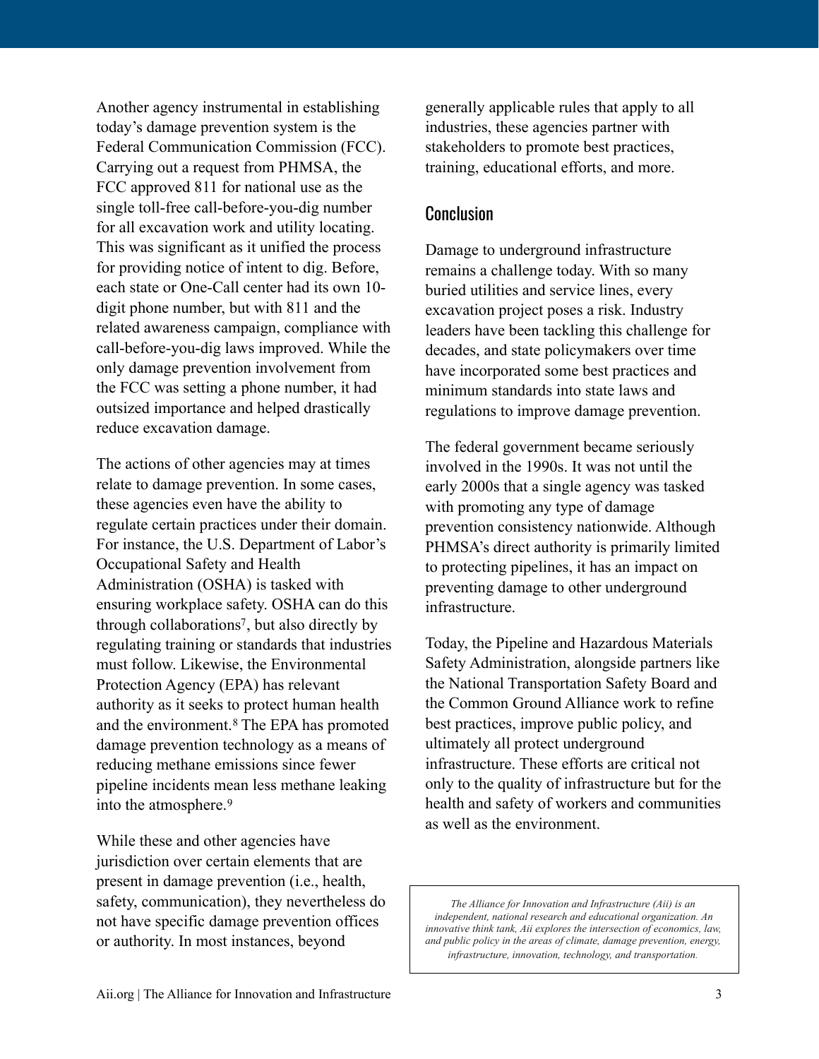Another agency instrumental in establishing today's damage prevention system is the Federal Communication Commission (FCC). Carrying out a request from PHMSA, the FCC approved 811 for national use as the single toll-free call-before-you-dig number for all excavation work and utility locating. This was significant as it unified the process for providing notice of intent to dig. Before, each state or One-Call center had its own 10-digit phone number, but with 811 and the related awareness campaign, compliance with call-before-you-dig laws improved. While the only damage prevention involvement from the FCC was setting a phone number, it had outsized importance and helped drastically reduce excavation damage.

The actions of other agencies may at times relate to damage prevention. In some cases, these agencies even have the ability to regulate certain practices under their domain. For instance, the U.S. Department of Labor's Occupational Safety and Health Administration (OSHA) is tasked with ensuring workplace safety. OSHA can do this through collaborations[7], but also directly by regulating training or standards that industries must follow. Likewise, the Environmental Protection Agency (EPA) has relevant authority as it seeks to protect human health and the environment.[8] The EPA has promoted damage prevention technology as a means of reducing methane emissions since fewer pipeline incidents mean less methane leaking into the atmosphere.[9]

While these and other agencies have jurisdiction over certain elements that are present in damage prevention (i.e., health, safety, communication), they nevertheless do not have specific damage prevention offices or authority. In most instances, beyond generally applicable rules that apply to all industries, these agencies partner with stakeholders to promote best practices, training, educational efforts, and more.

## Conclusion

Damage to underground infrastructure remains a challenge today. With so many buried utilities and service lines, every excavation project poses a risk. Industry leaders have been tackling this challenge for decades, and state policymakers over time have incorporated some best practices and minimum standards into state laws and regulations to improve damage prevention.

The federal government became seriously involved in the 1990s. It was not until the early 2000s that a single agency was tasked with promoting any type of damage prevention consistency nationwide. Although PHMSA's direct authority is primarily limited to protecting pipelines, it has an impact on preventing damage to other underground infrastructure.

Today, the Pipeline and Hazardous Materials Safety Administration, alongside partners like the National Transportation Safety Board and the Common Ground Alliance work to refine best practices, improve public policy, and ultimately all protect underground infrastructure. These efforts are critical not only to the quality of infrastructure but for the health and safety of workers and communities as well as the environment.

*The Alliance for Innovation and Infrastructure (Aii) is an independent, national research and educational organization. An innovative think tank, Aii explores the intersection of economics, law, and public policy in the areas of climate, damage prevention, energy, infrastructure, innovation, technology, and transportation.*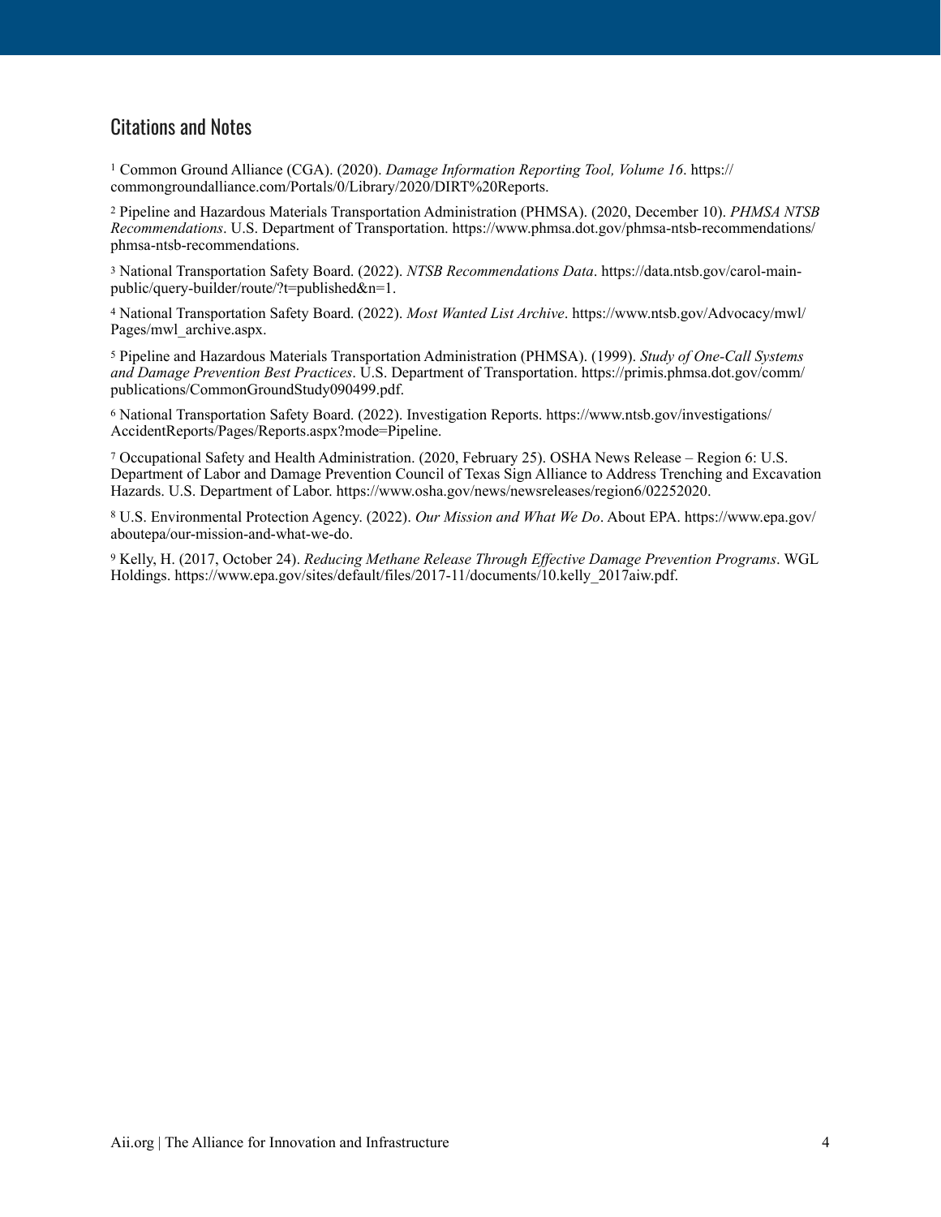## Citations and Notes

[1] Common Ground Alliance (CGA). (2020). *Damage Information Reporting Tool, Volume 16*. https://commongroundalliance.com/Portals/0/Library/2020/DIRT%20Reports.

[2] Pipeline and Hazardous Materials Transportation Administration (PHMSA). (2020, December 10). *PHMSA NTSB Recommendations*. U.S. Department of Transportation. https://www.phmsa.dot.gov/phmsa-ntsb-recommendations/phmsa-ntsb-recommendations.

[3] National Transportation Safety Board. (2022). *NTSB Recommendations Data*. https://data.ntsb.gov/carol-main-public/query-builder/route/?t=published&n=1.

[4] National Transportation Safety Board. (2022). *Most Wanted List Archive*. https://www.ntsb.gov/Advocacy/mwl/Pages/mwl_archive.aspx.

[5] Pipeline and Hazardous Materials Transportation Administration (PHMSA). (1999). *Study of One-Call Systems and Damage Prevention Best Practices*. U.S. Department of Transportation. https://primis.phmsa.dot.gov/comm/publications/CommonGroundStudy090499.pdf.

[6] National Transportation Safety Board. (2022). Investigation Reports. https://www.ntsb.gov/investigations/AccidentReports/Pages/Reports.aspx?mode=Pipeline.

[7] Occupational Safety and Health Administration. (2020, February 25). OSHA News Release – Region 6: U.S. Department of Labor and Damage Prevention Council of Texas Sign Alliance to Address Trenching and Excavation Hazards. U.S. Department of Labor. https://www.osha.gov/news/newsreleases/region6/02252020.

[8] U.S. Environmental Protection Agency. (2022). *Our Mission and What We Do*. About EPA. https://www.epa.gov/aboutepa/our-mission-and-what-we-do.

[9] Kelly, H. (2017, October 24). *Reducing Methane Release Through Effective Damage Prevention Programs*. WGL Holdings. https://www.epa.gov/sites/default/files/2017-11/documents/10.kelly_2017aiw.pdf.